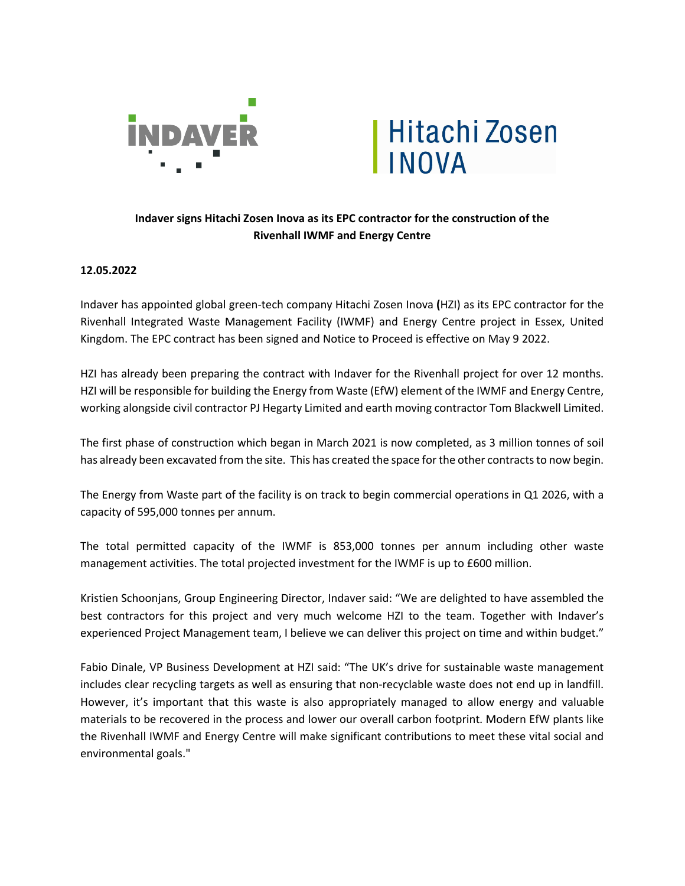**Indaver signs Hitachi Zosen Inova as its EPC contractor for the construction of the Rivenhall IWMF and Energy Centre**

**12.05.2022**

Indaver has appointed global green-tech company Hitachi Zosen Inova **(**HZI) as its EPC contractor for the Rivenhall Integrated Waste Management Facility (IWMF) and Energy Centre project in Essex, United Kingdom. The EPC contract has been signed and Notice to Proceed is effective on May 9 2022.

HZI has already been preparing the contract with Indaver for the Rivenhall project for over 12 months. HZI will be responsible for building the Energy from Waste (EfW) element of the IWMF and Energy Centre, working alongside civil contractor PJ Hegarty Limited and earth moving contractor Tom Blackwell Limited.

The first phase of construction which began in March 2021 is now completed, as 3 million tonnes of soil has already been excavated from the site. This has created the space for the other contracts to now begin.

The Energy from Waste part of the facility is on track to begin commercial operations in Q1 2026, with a capacity of 595,000 tonnes per annum.

The total permitted capacity of the IWMF is 853,000 tonnes per annum including other waste management activities. The total projected investment for the IWMF is up to £600 million.

Kristien Schoonjans, Group Engineering Director, Indaver said: "We are delighted to have assembled the best contractors for this project and very much welcome HZI to the team. Together with Indaver's experienced Project Management team, I believe we can deliver this project on time and within budget."

Fabio Dinale, VP Business Development at HZI said: "The UK's drive for sustainable waste management includes clear recycling targets as well as ensuring that non-recyclable waste does not end up in landfill. However, it's important that this waste is also appropriately managed to allow energy and valuable materials to be recovered in the process and lower our overall carbon footprint. Modern EfW plants like the Rivenhall IWMF and Energy Centre will make significant contributions to meet these vital social and environmental goals."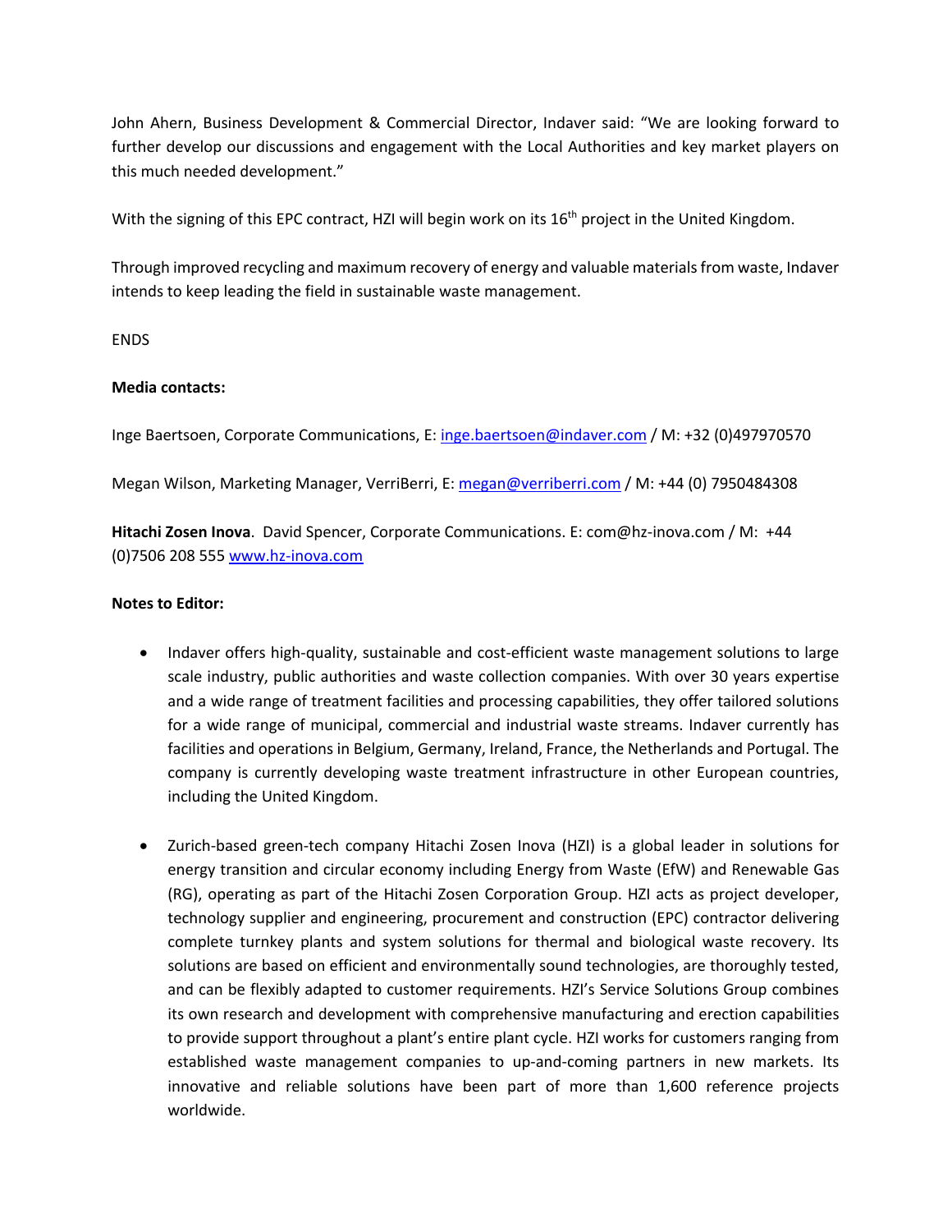John Ahern, Business Development & Commercial Director, Indaver said: “We are looking forward to further develop our discussions and engagement with the Local Authorities and key market players on this much needed development.”

With the signing of this EPC contract, HZI will begin work on its 16th project in the United Kingdom.

Through improved recycling and maximum recovery of energy and valuable materials from waste, Indaver intends to keep leading the field in sustainable waste management.

ENDS

**Media contacts:**

Inge Baertsoen, Corporate Communications, E: inge.baertsoen@indaver.com / M: +32 (0)497970570

Megan Wilson, Marketing Manager, VerriBerri, E: megan@verriberri.com / M: +44 (0) 7950484308

**Hitachi Zosen Inova**. David Spencer, Corporate Communications. E: com@hz-inova.com / M: +44 (0)7506 208 555 www.hz-inova.com

**Notes to Editor:**

- Indaver offers high-quality, sustainable and cost-efficient waste management solutions to large scale industry, public authorities and waste collection companies. With over 30 years expertise and a wide range of treatment facilities and processing capabilities, they offer tailored solutions for a wide range of municipal, commercial and industrial waste streams. Indaver currently has facilities and operations in Belgium, Germany, Ireland, France, the Netherlands and Portugal. The company is currently developing waste treatment infrastructure in other European countries, including the United Kingdom.

- Zurich-based green-tech company Hitachi Zosen Inova (HZI) is a global leader in solutions for energy transition and circular economy including Energy from Waste (EfW) and Renewable Gas (RG), operating as part of the Hitachi Zosen Corporation Group. HZI acts as project developer, technology supplier and engineering, procurement and construction (EPC) contractor delivering complete turnkey plants and system solutions for thermal and biological waste recovery. Its solutions are based on efficient and environmentally sound technologies, are thoroughly tested, and can be flexibly adapted to customer requirements. HZI’s Service Solutions Group combines its own research and development with comprehensive manufacturing and erection capabilities to provide support throughout a plant’s entire plant cycle. HZI works for customers ranging from established waste management companies to up-and-coming partners in new markets. Its innovative and reliable solutions have been part of more than 1,600 reference projects worldwide.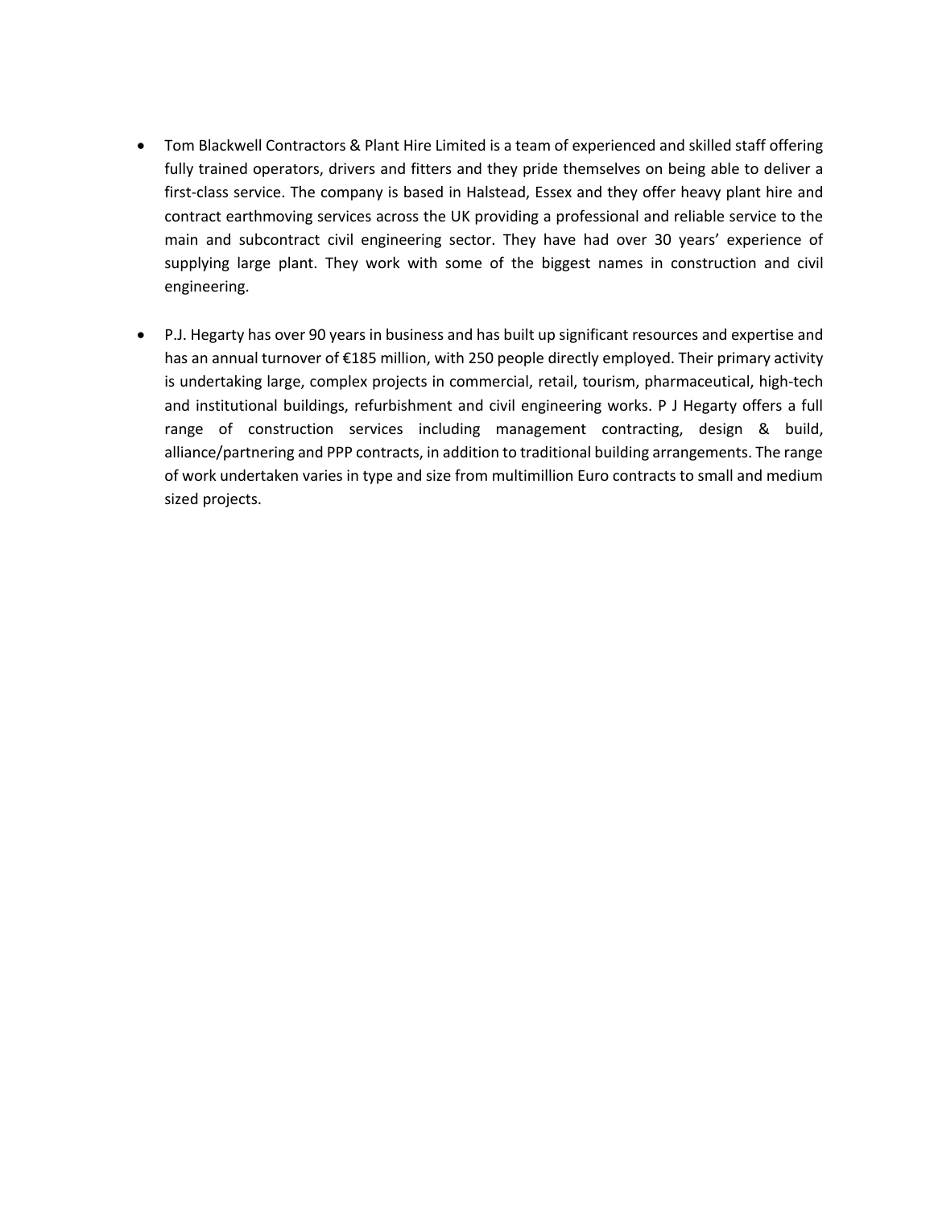- Tom Blackwell Contractors & Plant Hire Limited is a team of experienced and skilled staff offering fully trained operators, drivers and fitters and they pride themselves on being able to deliver a first-class service. The company is based in Halstead, Essex and they offer heavy plant hire and contract earthmoving services across the UK providing a professional and reliable service to the main and subcontract civil engineering sector. They have had over 30 years' experience of supplying large plant. They work with some of the biggest names in construction and civil engineering.

- P.J. Hegarty has over 90 years in business and has built up significant resources and expertise and has an annual turnover of €185 million, with 250 people directly employed. Their primary activity is undertaking large, complex projects in commercial, retail, tourism, pharmaceutical, high-tech and institutional buildings, refurbishment and civil engineering works. P J Hegarty offers a full range of construction services including management contracting, design & build, alliance/partnering and PPP contracts, in addition to traditional building arrangements. The range of work undertaken varies in type and size from multimillion Euro contracts to small and medium sized projects.